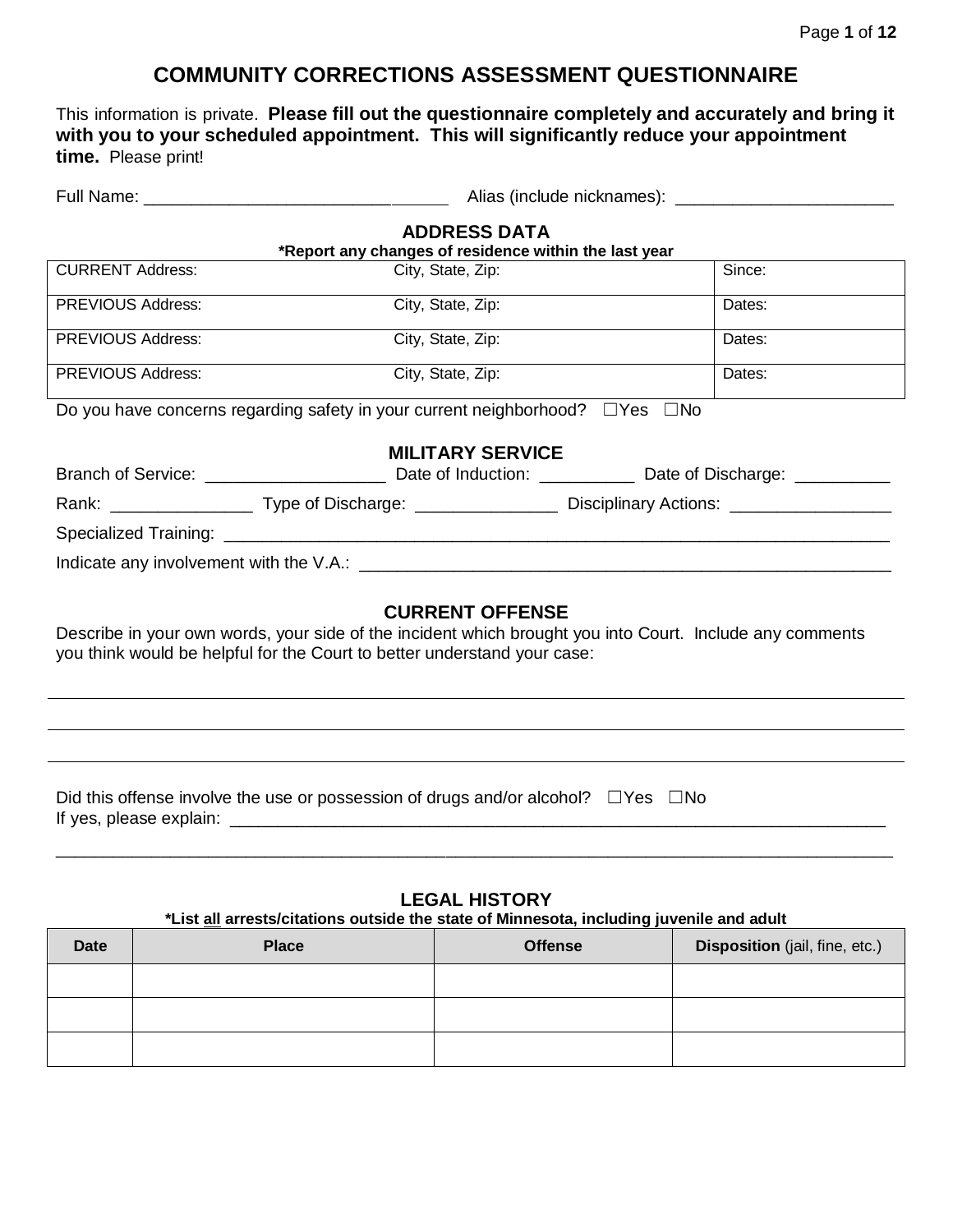# COMMUNITY CORRECTIONS ASSESSMENT QUESTIONNAIRE

This information is private. **Please fill out the questionnaire completely and accurately and bring it with you to your scheduled appointment. This will significantly reduce your appointment time.** Please print!

Full Name: ________________________________ Alias (include nicknames): ______________________

## ADDRESS DATA

***Report any changes of residence within the last year**

| CURRENT Address: | City, State, Zip: | Since: |
|---|---|---|
| PREVIOUS Address: | City, State, Zip: | Dates: |
| PREVIOUS Address: | City, State, Zip: | Dates: |
| PREVIOUS Address: | City, State, Zip: | Dates: |

Do you have concerns regarding safety in your current neighborhood? ☐Yes ☐No

## MILITARY SERVICE

Branch of Service: __________________ Date of Induction: __________ Date of Discharge: __________

Rank: ______________ Type of Discharge: ______________ Disciplinary Actions: ________________

Specialized Training: ______________________________________________________________________

Indicate any involvement with the V.A.: ____________________________________________________

## CURRENT OFFENSE

Describe in your own words, your side of the incident which brought you into Court. Include any comments you think would be helpful for the Court to better understand your case:

______________________________________________________________________________

______________________________________________________________________________

______________________________________________________________________________

Did this offense involve the use or possession of drugs and/or alcohol? ☐Yes ☐No

If yes, please explain: _____________________________________________________________________

______________________________________________________________________________

## LEGAL HISTORY

***List all arrests/citations outside the state of Minnesota, including juvenile and adult**

| Date | Place | Offense | Disposition (jail, fine, etc.) |
|---|---|---|---|
| | | | |
| | | | |
| | | | |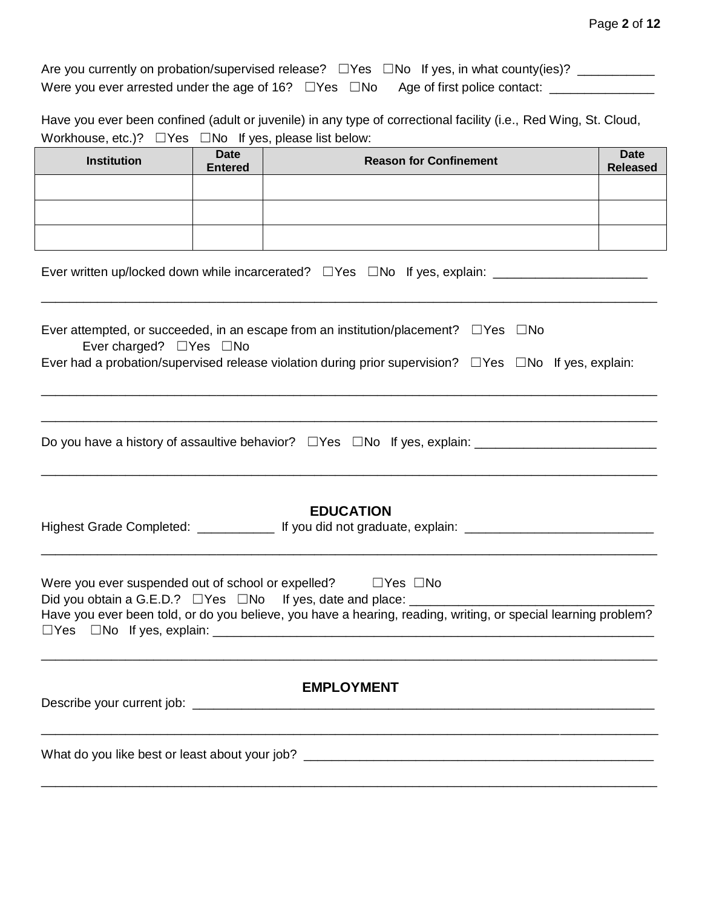Are you currently on probation/supervised release? ☐Yes ☐No If yes, in what county(ies)? ___________

Were you ever arrested under the age of 16? ☐Yes ☐No Age of first police contact: _______________

Have you ever been confined (adult or juvenile) in any type of correctional facility (i.e., Red Wing, St. Cloud, Workhouse, etc.)? ☐Yes ☐No If yes, please list below:

| Institution | Date Entered | Reason for Confinement | Date Released |
|---|---|---|---|
| | | | |
| | | | |
| | | | |

Ever written up/locked down while incarcerated? ☐Yes ☐No If yes, explain: ______________________

_____________________________________________________________________________________

Ever attempted, or succeeded, in an escape from an institution/placement? ☐Yes ☐No

Ever charged? ☐Yes ☐No

Ever had a probation/supervised release violation during prior supervision? ☐Yes ☐No If yes, explain:

_____________________________________________________________________________________

_____________________________________________________________________________________

Do you have a history of assaultive behavior? ☐Yes ☐No If yes, explain: __________________________

_____________________________________________________________________________________

## EDUCATION

Highest Grade Completed: ___________ If you did not graduate, explain: ___________________________

_____________________________________________________________________________________

Were you ever suspended out of school or expelled? ☐Yes ☐No

Did you obtain a G.E.D.? ☐Yes ☐No If yes, date and place: ____________________________________

Have you ever been told, or do you believe, you have a hearing, reading, writing, or special learning problem? ☐Yes ☐No If yes, explain: _____________________________________________________________________

_____________________________________________________________________________________

## EMPLOYMENT

Describe your current job: _______________________________________________________________________

_____________________________________________________________________________________

What do you like best or least about your job? ____________________________________________________

_____________________________________________________________________________________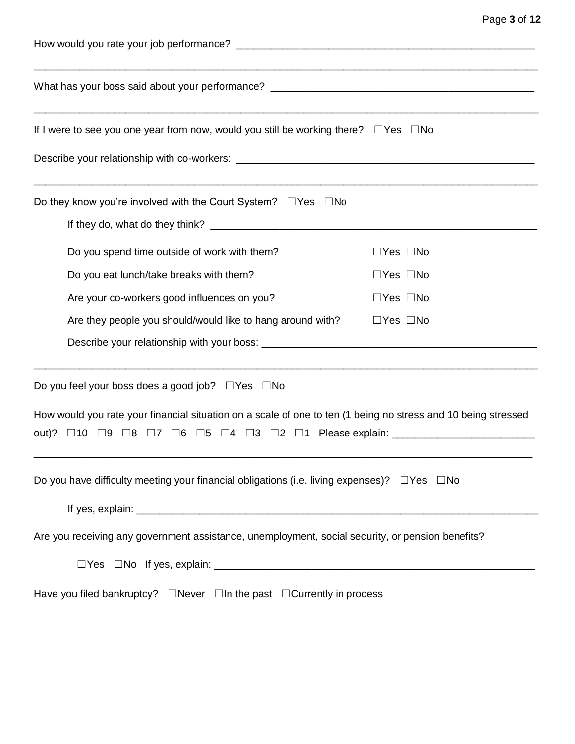How would you rate your job performance? ______________________________________________

_______________________________________________________________________________

What has your boss said about your performance? ________________________________________

_______________________________________________________________________________

If I were to see you one year from now, would you still be working there? ☐Yes ☐No

Describe your relationship with co-workers: _____________________________________________

_______________________________________________________________________________

Do they know you're involved with the Court System? ☐Yes ☐No

If they do, what do they think? ______________________________________________________

| | |
|---|---|
| Do you spend time outside of work with them? | ☐Yes ☐No |
| Do you eat lunch/take breaks with them? | ☐Yes ☐No |
| Are your co-workers good influences on you? | ☐Yes ☐No |
| Are they people you should/would like to hang around with? | ☐Yes ☐No |

Describe your relationship with your boss: ________________________________________________

_______________________________________________________________________________

Do you feel your boss does a good job? ☐Yes ☐No

How would you rate your financial situation on a scale of one to ten (1 being no stress and 10 being stressed out)? ☐10 ☐9 ☐8 ☐7 ☐6 ☐5 ☐4 ☐3 ☐2 ☐1 Please explain: ______________________

_______________________________________________________________________________

Do you have difficulty meeting your financial obligations (i.e. living expenses)? ☐Yes ☐No

If yes, explain: ________________________________________________________________

Are you receiving any government assistance, unemployment, social security, or pension benefits?

☐Yes ☐No If yes, explain: ____________________________________________________

Have you filed bankruptcy? ☐Never ☐In the past ☐Currently in process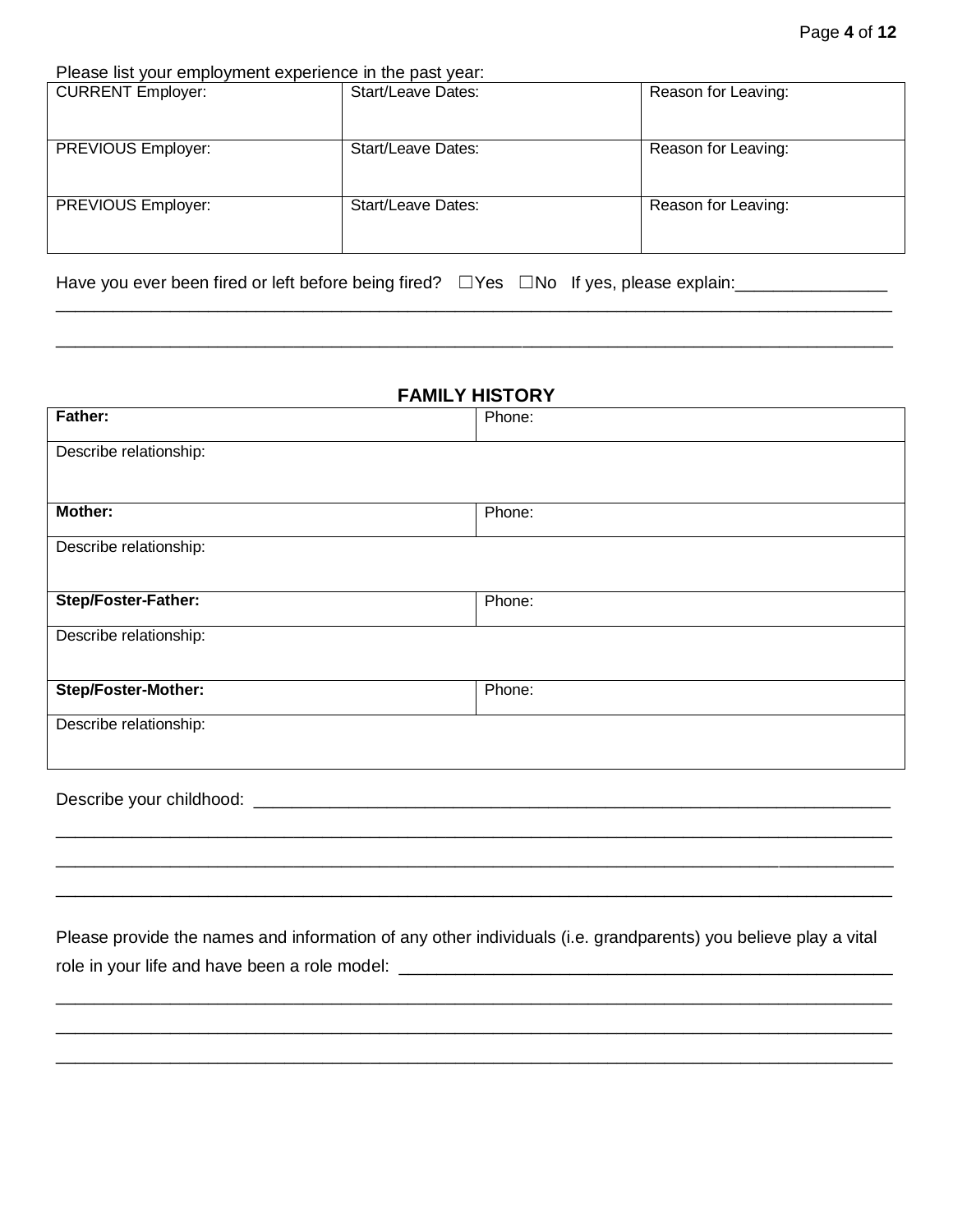Please list your employment experience in the past year:

| CURRENT Employer: | Start/Leave Dates: | Reason for Leaving: |
| --- | --- | --- |
| PREVIOUS Employer: | Start/Leave Dates: | Reason for Leaving: |
| PREVIOUS Employer: | Start/Leave Dates: | Reason for Leaving: |

Have you ever been fired or left before being fired? ☐Yes ☐No If yes, please explain:_______________
______________________________________________________________________________
______________________________________________________________________________

## FAMILY HISTORY

| **Father:** | Phone: |
| --- | --- |
| Describe relationship: | |
| **Mother:** | Phone: |
| Describe relationship: | |
| **Step/Foster-Father:** | Phone: |
| Describe relationship: | |
| **Step/Foster-Mother:** | Phone: |
| Describe relationship: | |

Describe your childhood: ______________________________________________________________
______________________________________________________________________________
______________________________________________________________________________
______________________________________________________________________________

Please provide the names and information of any other individuals (i.e. grandparents) you believe play a vital role in your life and have been a role model: ______________________________________________
______________________________________________________________________________
______________________________________________________________________________
______________________________________________________________________________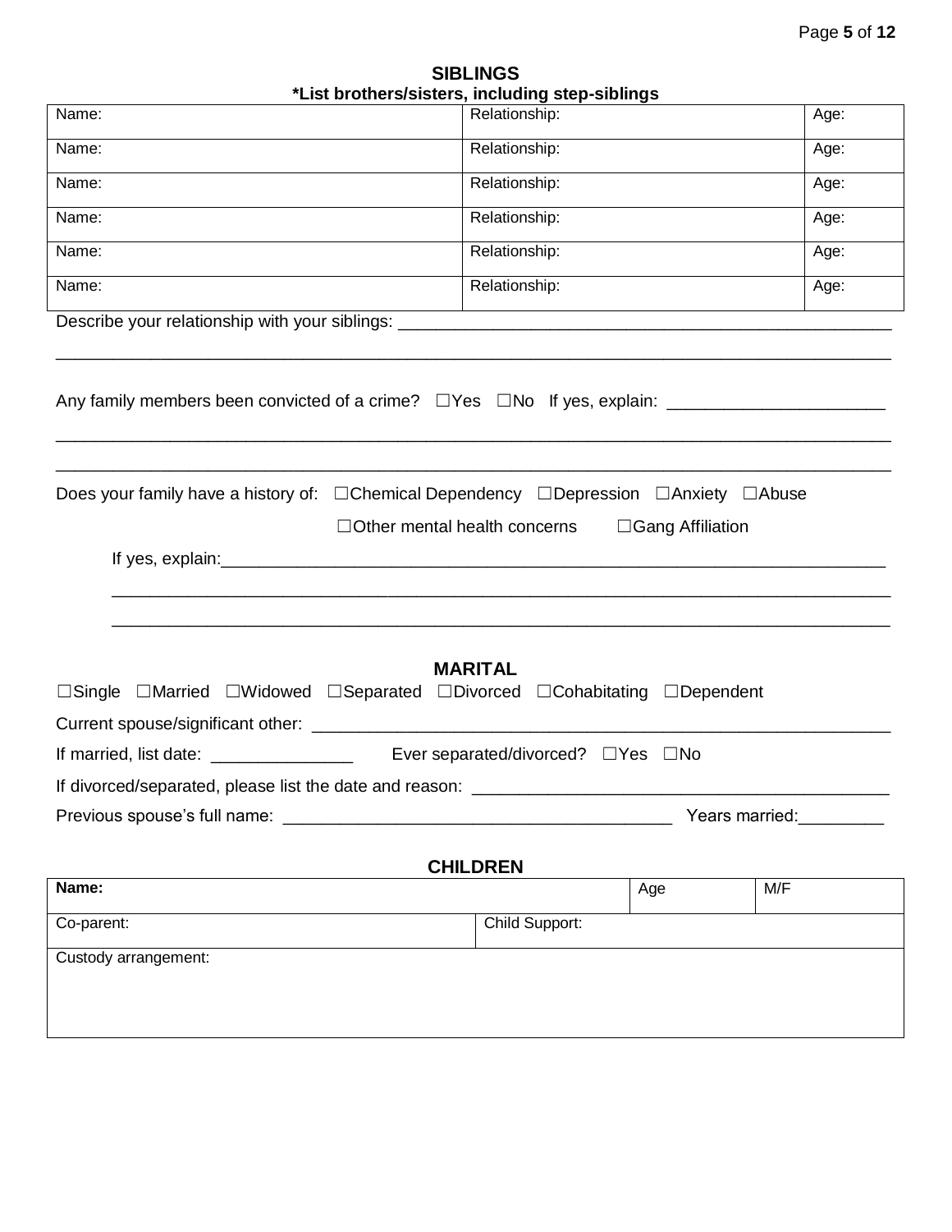## SIBLINGS

**\*List brothers/sisters, including step-siblings**

| Name: | Relationship: | Age: |
|---|---|---|
| Name: | Relationship: | Age: |
| Name: | Relationship: | Age: |
| Name: | Relationship: | Age: |
| Name: | Relationship: | Age: |
| Name: | Relationship: | Age: |

Describe your relationship with your siblings: ____________________________________________________

____________________________________________________________________________________

Any family members been convicted of a crime? ☐Yes ☐No If yes, explain: ______________________

____________________________________________________________________________________

____________________________________________________________________________________

Does your family have a history of: ☐Chemical Dependency ☐Depression ☐Anxiety ☐Abuse

☐Other mental health concerns ☐Gang Affiliation

If yes, explain:_______________________________________________________________________

____________________________________________________________________________________

____________________________________________________________________________________

## MARITAL

☐Single ☐Married ☐Widowed ☐Separated ☐Divorced ☐Cohabitating ☐Dependent

Current spouse/significant other: _______________________________________________________________

If married, list date: _______________ Ever separated/divorced? ☐Yes ☐No

If divorced/separated, please list the date and reason: ____________________________________________

Previous spouse's full name: ________________________________________ Years married:_________

## CHILDREN

| **Name:** | | Age | M/F |
|---|---|---|---|
| Co-parent: | Child Support: | | |
| Custody arrangement: | | | |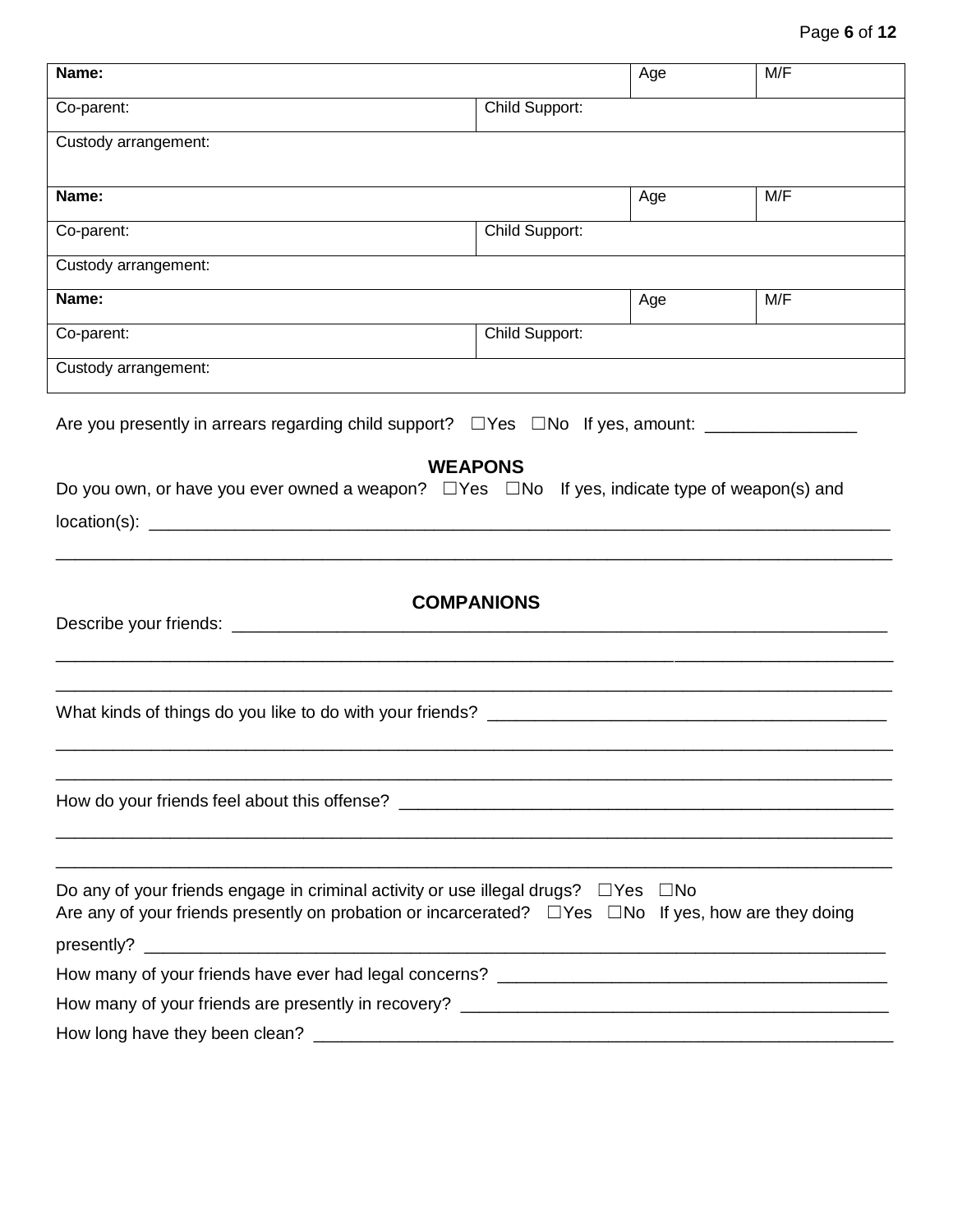| Name: | | Age | M/F |
|---|---|---|---|
| Co-parent: | Child Support: | | |
| Custody arrangement: | | | |
| **Name:** | | Age | M/F |
| Co-parent: | Child Support: | | |
| Custody arrangement: | | | |
| **Name:** | | Age | M/F |
| Co-parent: | Child Support: | | |
| Custody arrangement: | | | |

Are you presently in arrears regarding child support? ☐Yes ☐No If yes, amount: _______________

## WEAPONS

Do you own, or have you ever owned a weapon? ☐Yes ☐No If yes, indicate type of weapon(s) and location(s): ___________________________________________________________________________

_______________________________________________________________________________________

## COMPANIONS

Describe your friends: ___________________________________________________________________

_______________________________________________________________________________________

_______________________________________________________________________________________

What kinds of things do you like to do with your friends? ________________________________________

_______________________________________________________________________________________

_______________________________________________________________________________________

How do your friends feel about this offense? __________________________________________________

_______________________________________________________________________________________

_______________________________________________________________________________________

Do any of your friends engage in criminal activity or use illegal drugs? ☐Yes ☐No

Are any of your friends presently on probation or incarcerated? ☐Yes ☐No If yes, how are they doing presently? ________________________________________________________________________

How many of your friends have ever had legal concerns? ________________________________________

How many of your friends are presently in recovery? ___________________________________________

How long have they been clean? ___________________________________________________________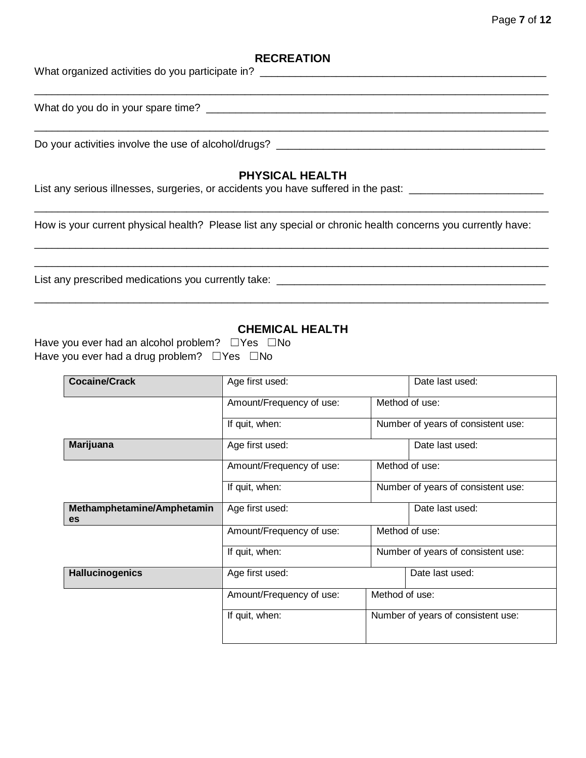## RECREATION

What organized activities do you participate in? ______________________________________________

_____________________________________________________________________________________

What do you do in your spare time? ______________________________________________________

_____________________________________________________________________________________

Do your activities involve the use of alcohol/drugs? ______________________________________________

## PHYSICAL HEALTH

List any serious illnesses, surgeries, or accidents you have suffered in the past: ______________________

_____________________________________________________________________________________

How is your current physical health? Please list any special or chronic health concerns you currently have:

_____________________________________________________________________________________

_____________________________________________________________________________________

List any prescribed medications you currently take: ______________________________________________

_____________________________________________________________________________________

## CHEMICAL HEALTH

Have you ever had an alcohol problem? ☐Yes ☐No
Have you ever had a drug problem? ☐Yes ☐No

| | | |
|---|---|---|
| **Cocaine/Crack** | Age first used: | Date last used: |
| | Amount/Frequency of use: | Method of use: |
| | If quit, when: | Number of years of consistent use: |
| **Marijuana** | Age first used: | Date last used: |
| | Amount/Frequency of use: | Method of use: |
| | If quit, when: | Number of years of consistent use: |
| **Methamphetamine/Amphetamines** | Age first used: | Date last used: |
| | Amount/Frequency of use: | Method of use: |
| | If quit, when: | Number of years of consistent use: |
| **Hallucinogenics** | Age first used: | Date last used: |
| | Amount/Frequency of use: | Method of use: |
| | If quit, when: | Number of years of consistent use: |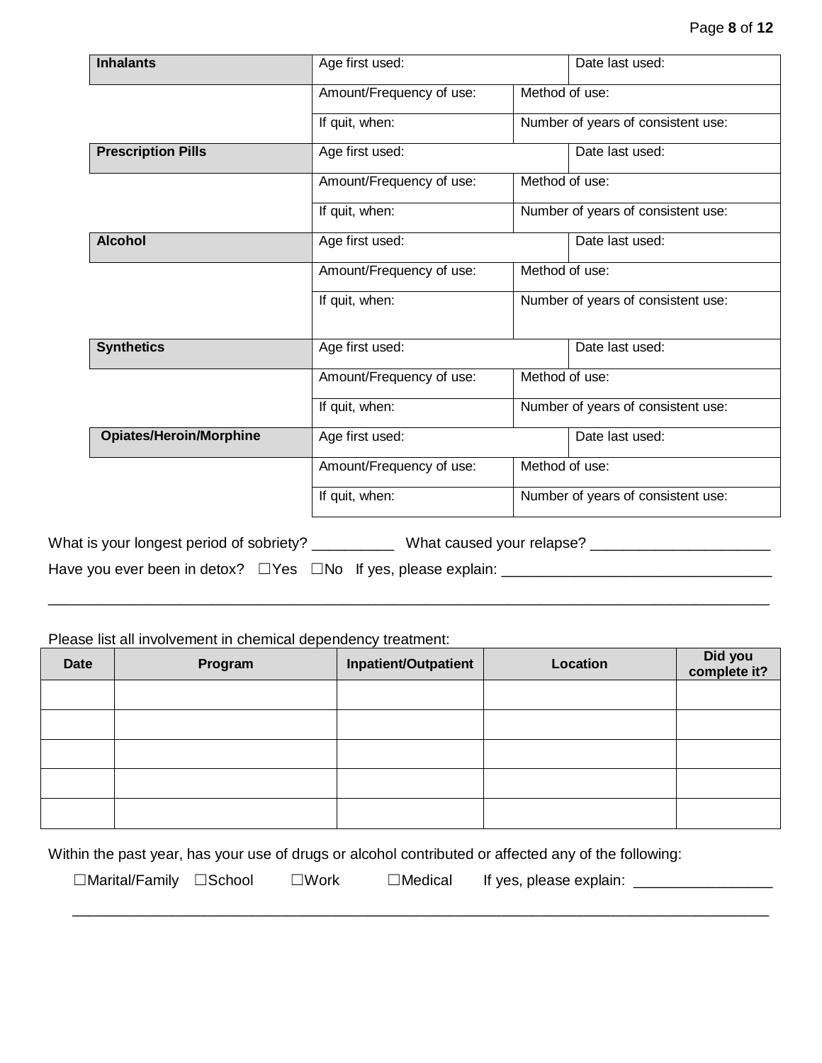| **Inhalants** | Age first used: | | Date last used: |
| --- | --- | --- | --- |
| | Amount/Frequency of use: | Method of use: | |
| | If quit, when: | Number of years of consistent use: | |
| **Prescription Pills** | Age first used: | | Date last used: |
| | Amount/Frequency of use: | Method of use: | |
| | If quit, when: | Number of years of consistent use: | |
| **Alcohol** | Age first used: | | Date last used: |
| | Amount/Frequency of use: | Method of use: | |
| | If quit, when: | Number of years of consistent use: | |
| **Synthetics** | Age first used: | | Date last used: |
| | Amount/Frequency of use: | Method of use: | |
| | If quit, when: | Number of years of consistent use: | |
| **Opiates/Heroin/Morphine** | Age first used: | | Date last used: |
| | Amount/Frequency of use: | Method of use: | |
| | If quit, when: | Number of years of consistent use: | |

What is your longest period of sobriety? __________ What caused your relapse? ______________________

Have you ever been in detox? ☐Yes ☐No If yes, please explain: _________________________________

_____________________________________________________________________________________

Please list all involvement in chemical dependency treatment:

| Date | Program | Inpatient/Outpatient | Location | Did you complete it? |
| --- | --- | --- | --- | --- |
| | | | | |
| | | | | |
| | | | | |
| | | | | |
| | | | | |

Within the past year, has your use of drugs or alcohol contributed or affected any of the following:

☐Marital/Family ☐School ☐Work ☐Medical If yes, please explain: _________________

_____________________________________________________________________________________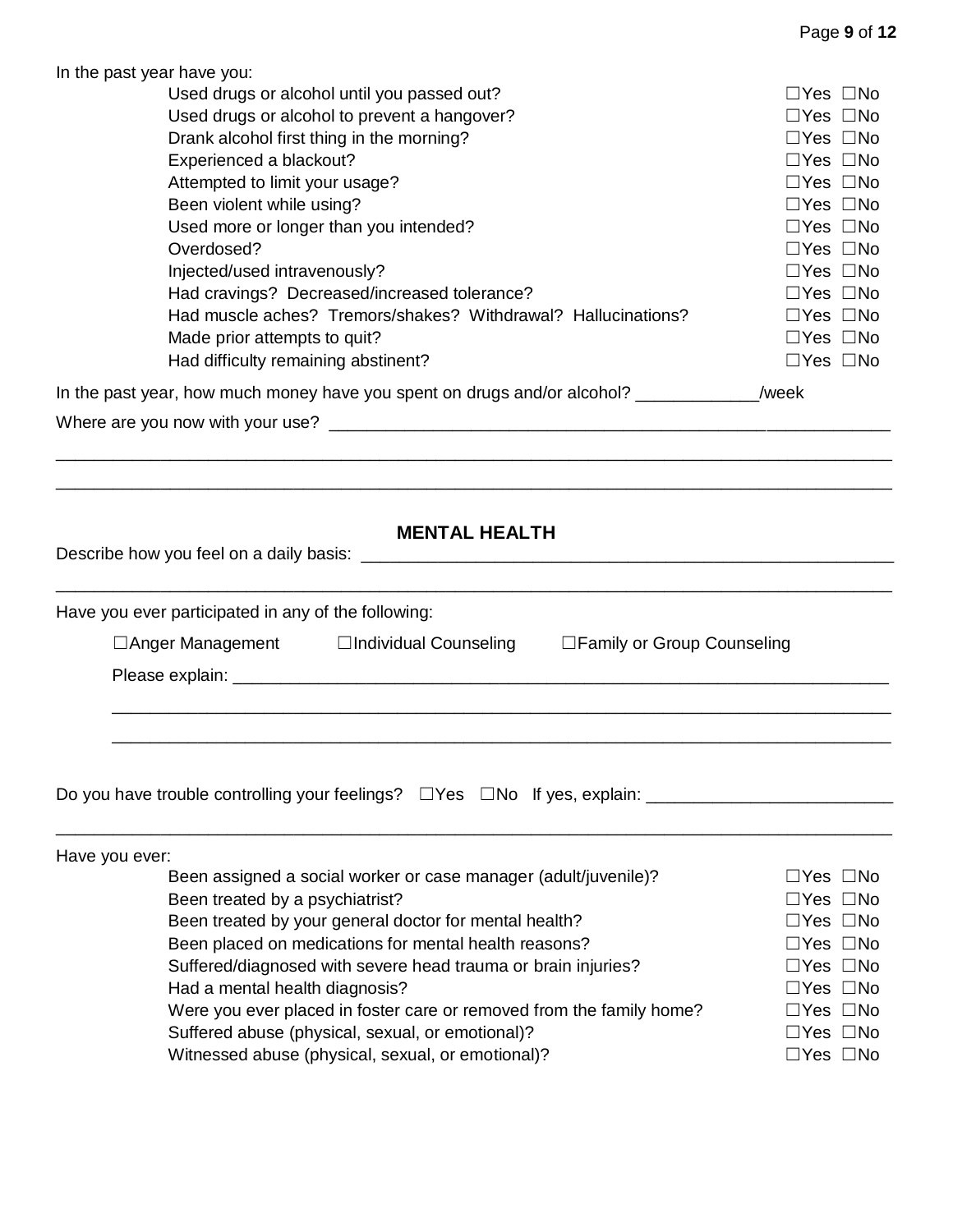In the past year have you:

| | |
|---|---|
| Used drugs or alcohol until you passed out? | ☐Yes ☐No |
| Used drugs or alcohol to prevent a hangover? | ☐Yes ☐No |
| Drank alcohol first thing in the morning? | ☐Yes ☐No |
| Experienced a blackout? | ☐Yes ☐No |
| Attempted to limit your usage? | ☐Yes ☐No |
| Been violent while using? | ☐Yes ☐No |
| Used more or longer than you intended? | ☐Yes ☐No |
| Overdosed? | ☐Yes ☐No |
| Injected/used intravenously? | ☐Yes ☐No |
| Had cravings? Decreased/increased tolerance? | ☐Yes ☐No |
| Had muscle aches? Tremors/shakes? Withdrawal? Hallucinations? | ☐Yes ☐No |
| Made prior attempts to quit? | ☐Yes ☐No |
| Had difficulty remaining abstinent? | ☐Yes ☐No |

In the past year, how much money have you spent on drugs and/or alcohol? _____________/week

Where are you now with your use? ________________________________________________________________

________________________________________________________________________________________

________________________________________________________________________________________

## MENTAL HEALTH

Describe how you feel on a daily basis: _________________________________________________________

________________________________________________________________________________________

Have you ever participated in any of the following:

☐Anger Management ☐Individual Counseling ☐Family or Group Counseling

Please explain: __________________________________________________________________________

________________________________________________________________________________________

________________________________________________________________________________________

Do you have trouble controlling your feelings? ☐Yes ☐No If yes, explain: ___________________________

________________________________________________________________________________________

Have you ever:

| | |
|---|---|
| Been assigned a social worker or case manager (adult/juvenile)? | ☐Yes ☐No |
| Been treated by a psychiatrist? | ☐Yes ☐No |
| Been treated by your general doctor for mental health? | ☐Yes ☐No |
| Been placed on medications for mental health reasons? | ☐Yes ☐No |
| Suffered/diagnosed with severe head trauma or brain injuries? | ☐Yes ☐No |
| Had a mental health diagnosis? | ☐Yes ☐No |
| Were you ever placed in foster care or removed from the family home? | ☐Yes ☐No |
| Suffered abuse (physical, sexual, or emotional)? | ☐Yes ☐No |
| Witnessed abuse (physical, sexual, or emotional)? | ☐Yes ☐No |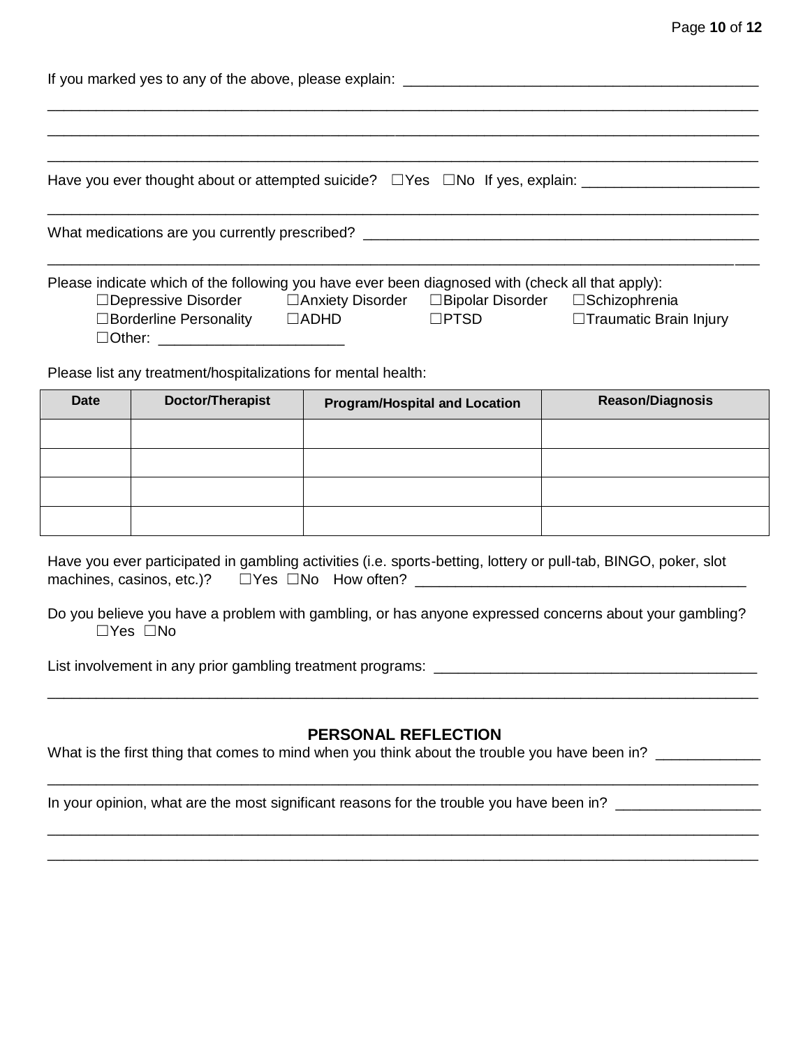If you marked yes to any of the above, please explain: ___________________________________________

___________________________________________________________________________________

___________________________________________________________________________________

___________________________________________________________________________________

Have you ever thought about or attempted suicide? ☐Yes ☐No If yes, explain: _____________________

___________________________________________________________________________________

What medications are you currently prescribed? ________________________________________________

___________________________________________________________________________________

Please indicate which of the following you have ever been diagnosed with (check all that apply):

☐Depressive Disorder ☐Anxiety Disorder ☐Bipolar Disorder ☐Schizophrenia
☐Borderline Personality ☐ADHD ☐PTSD ☐Traumatic Brain Injury
☐Other: ______________________

Please list any treatment/hospitalizations for mental health:

| Date | Doctor/Therapist | Program/Hospital and Location | Reason/Diagnosis |
|---|---|---|---|
| | | | |
| | | | |
| | | | |
| | | | |

Have you ever participated in gambling activities (i.e. sports-betting, lottery or pull-tab, BINGO, poker, slot machines, casinos, etc.)? ☐Yes ☐No How often? ________________________________________

Do you believe you have a problem with gambling, or has anyone expressed concerns about your gambling?
☐Yes ☐No

List involvement in any prior gambling treatment programs: _______________________________________

___________________________________________________________________________________

## PERSONAL REFLECTION

What is the first thing that comes to mind when you think about the trouble you have been in? ____________

___________________________________________________________________________________

In your opinion, what are the most significant reasons for the trouble you have been in? _________________

___________________________________________________________________________________

___________________________________________________________________________________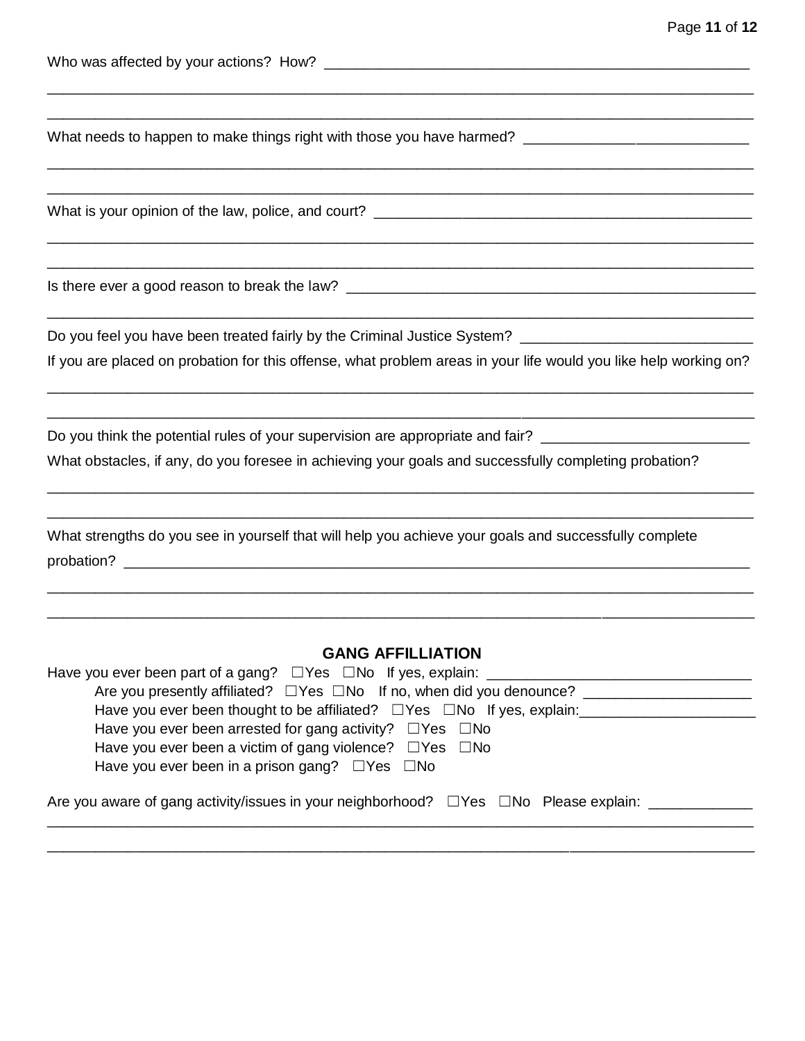Who was affected by your actions? How? ___________________________________________________

______________________________________________________________________________________

______________________________________________________________________________________

What needs to happen to make things right with those you have harmed? ___________________________

______________________________________________________________________________________

______________________________________________________________________________________

What is your opinion of the law, police, and court? ______________________________________________

______________________________________________________________________________________

______________________________________________________________________________________

Is there ever a good reason to break the law? __________________________________________________

______________________________________________________________________________________

Do you feel you have been treated fairly by the Criminal Justice System? ___________________________

If you are placed on probation for this offense, what problem areas in your life would you like help working on?

______________________________________________________________________________________

______________________________________________________________________________________

Do you think the potential rules of your supervision are appropriate and fair? _________________________

What obstacles, if any, do you foresee in achieving your goals and successfully completing probation?

______________________________________________________________________________________

______________________________________________________________________________________

What strengths do you see in yourself that will help you achieve your goals and successfully complete probation? _______________________________________________________________________

______________________________________________________________________________________

______________________________________________________________________________________

## GANG AFFILLIATION

Have you ever been part of a gang? ☐Yes ☐No If yes, explain: _________________________________

- Are you presently affiliated? ☐Yes ☐No If no, when did you denounce? ____________________
- Have you ever been thought to be affiliated? ☐Yes ☐No If yes, explain: ______________________
- Have you ever been arrested for gang activity? ☐Yes ☐No
- Have you ever been a victim of gang violence? ☐Yes ☐No
- Have you ever been in a prison gang? ☐Yes ☐No

Are you aware of gang activity/issues in your neighborhood? ☐Yes ☐No Please explain: ____________

______________________________________________________________________________________

______________________________________________________________________________________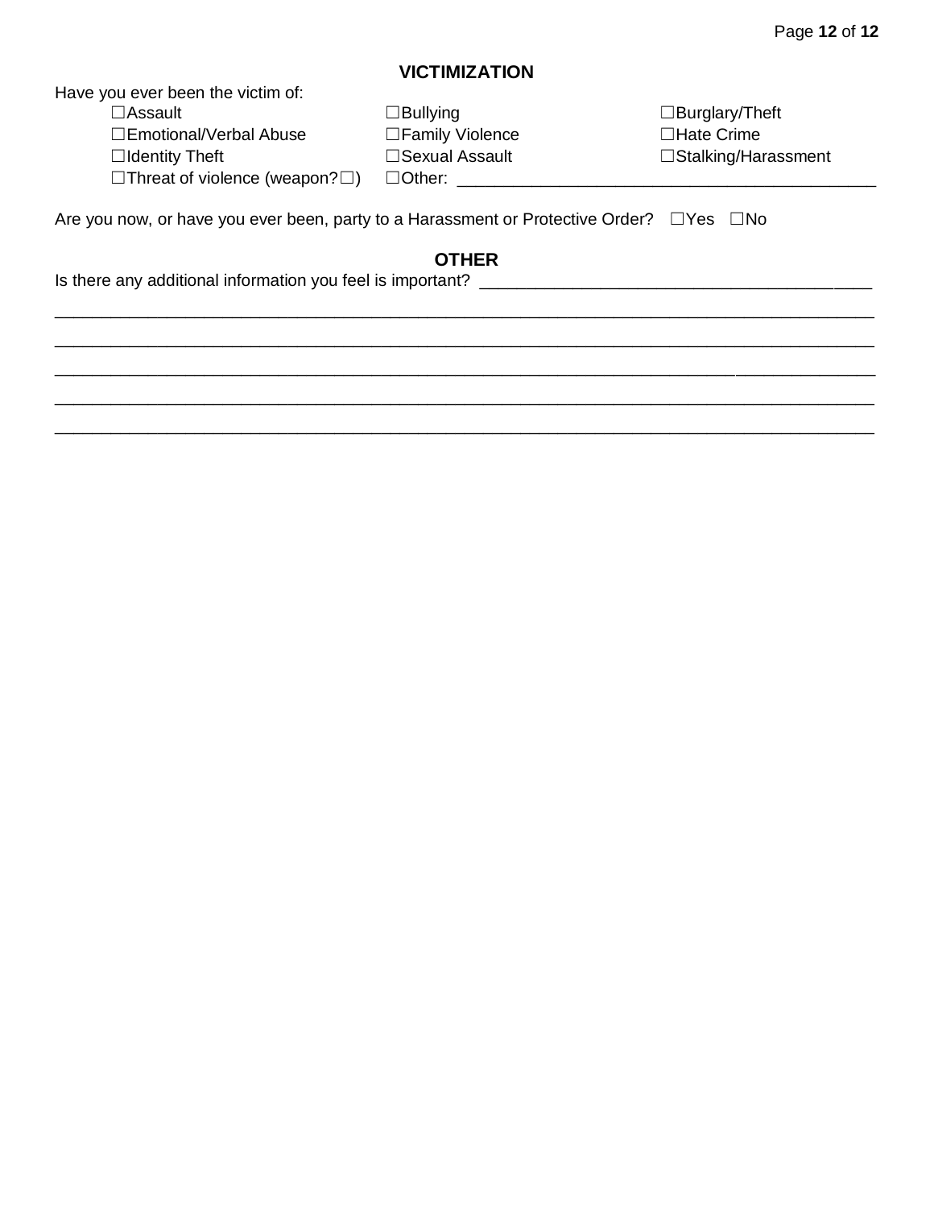## VICTIMIZATION

Have you ever been the victim of:

| | | |
|---|---|---|
| ☐Assault | ☐Bullying | ☐Burglary/Theft |
| ☐Emotional/Verbal Abuse | ☐Family Violence | ☐Hate Crime |
| ☐Identity Theft | ☐Sexual Assault | ☐Stalking/Harassment |
| ☐Threat of violence (weapon?☐) | ☐Other: ___________________________________________ | |

Are you now, or have you ever been, party to a Harassment or Protective Order? ☐Yes ☐No

## OTHER

Is there any additional information you feel is important? ________________________________________

_____________________________________________________________________________________

_____________________________________________________________________________________

_____________________________________________________________________________________

_____________________________________________________________________________________

_____________________________________________________________________________________